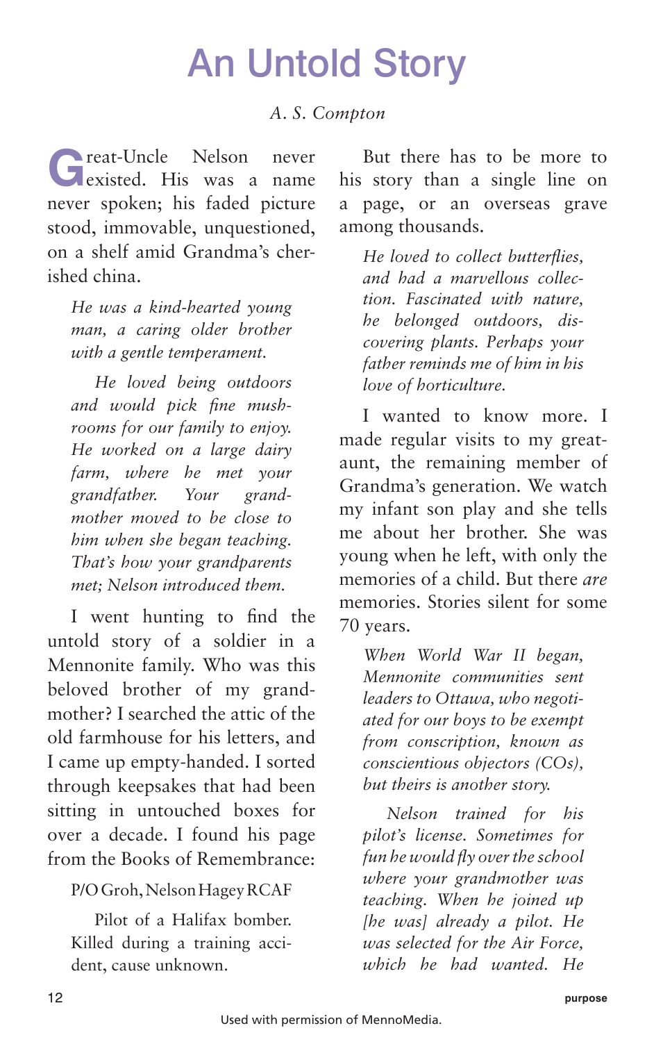# An Untold Story

*A. S. Compton*

Great-Uncle Nelson never existed. His was a name never spoken; his faded picture stood, immovable, unquestioned, on a shelf amid Grandma's cherished china.

> *He was a kind-hearted young man, a caring older brother with a gentle temperament.*
>
> *He loved being outdoors and would pick fine mushrooms for our family to enjoy. He worked on a large dairy farm, where he met your grandfather. Your grandmother moved to be close to him when she began teaching. That's how your grandparents met; Nelson introduced them.*

I went hunting to find the untold story of a soldier in a Mennonite family. Who was this beloved brother of my grandmother? I searched the attic of the old farmhouse for his letters, and I came up empty-handed. I sorted through keepsakes that had been sitting in untouched boxes for over a decade. I found his page from the Books of Remembrance:

> P/O Groh, Nelson Hagey RCAF
>
> Pilot of a Halifax bomber. Killed during a training accident, cause unknown.

But there has to be more to his story than a single line on a page, or an overseas grave among thousands.

> *He loved to collect butterflies, and had a marvellous collection. Fascinated with nature, he belonged outdoors, discovering plants. Perhaps your father reminds me of him in his love of horticulture.*

I wanted to know more. I made regular visits to my great-aunt, the remaining member of Grandma's generation. We watch my infant son play and she tells me about her brother. She was young when he left, with only the memories of a child. But there *are* memories. Stories silent for some 70 years.

> *When World War II began, Mennonite communities sent leaders to Ottawa, who negotiated for our boys to be exempt from conscription, known as conscientious objectors (COs), but theirs is another story.*
>
> *Nelson trained for his pilot's license. Sometimes for fun he would fly over the school where your grandmother was teaching. When he joined up [he was] already a pilot. He was selected for the Air Force, which he had wanted. He*

Used with permission of MennoMedia.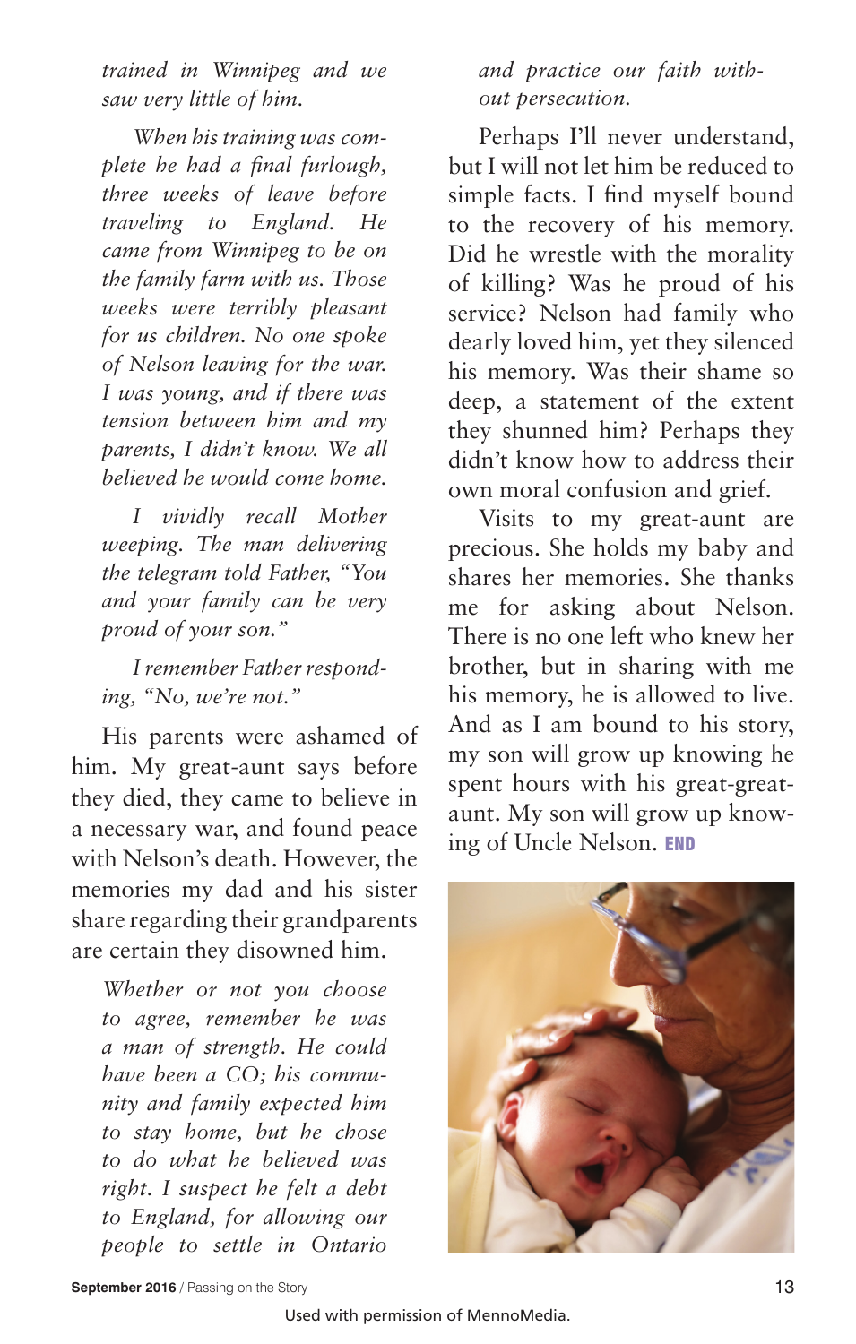*trained in Winnipeg and we saw very little of him.*

*When his training was complete he had a final furlough, three weeks of leave before traveling to England. He came from Winnipeg to be on the family farm with us. Those weeks were terribly pleasant for us children. No one spoke of Nelson leaving for the war. I was young, and if there was tension between him and my parents, I didn't know. We all believed he would come home.*

*I vividly recall Mother weeping. The man delivering the telegram told Father, "You and your family can be very proud of your son."*

*I remember Father responding, "No, we're not."*

His parents were ashamed of him. My great-aunt says before they died, they came to believe in a necessary war, and found peace with Nelson's death. However, the memories my dad and his sister share regarding their grandparents are certain they disowned him.

*Whether or not you choose to agree, remember he was a man of strength. He could have been a CO; his community and family expected him to stay home, but he chose to do what he believed was right. I suspect he felt a debt to England, for allowing our people to settle in Ontario and practice our faith without persecution.*

Perhaps I'll never understand, but I will not let him be reduced to simple facts. I find myself bound to the recovery of his memory. Did he wrestle with the morality of killing? Was he proud of his service? Nelson had family who dearly loved him, yet they silenced his memory. Was their shame so deep, a statement of the extent they shunned him? Perhaps they didn't know how to address their own moral confusion and grief.

Visits to my great-aunt are precious. She holds my baby and shares her memories. She thanks me for asking about Nelson. There is no one left who knew her brother, but in sharing with me his memory, he is allowed to live. And as I am bound to his story, my son will grow up knowing he spent hours with his great-great-aunt. My son will grow up knowing of Uncle Nelson. **END**

Used with permission of MennoMedia.